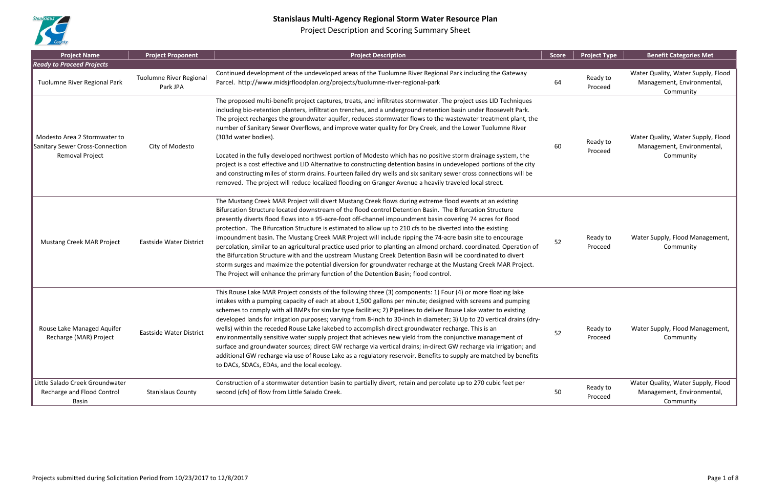# Stanislaus Multi-Agency Regional Storm Water Resource Plan

## Project Description and Scoring Summary Sheet

| Project Name | Project Proponent | Project Description | Score | Project Type | Benefit Categories Met |
|---|---|---|---|---|---|
| ***Ready to Proceed Projects*** | | | | | |
| Tuolumne River Regional Park | Tuolumne River Regional Park JPA | Continued development of the undeveloped areas of the Tuolumne River Regional Park including the Gateway Parcel. http://www.midsjrfloodplan.org/projects/tuolumne-river-regional-park | 64 | Ready to Proceed | Water Quality, Water Supply, Flood Management, Environmental, Community |
| Modesto Area 2 Stormwater to Sanitary Sewer Cross-Connection Removal Project | City of Modesto | The proposed multi-benefit project captures, treats, and infiltrates stormwater. The project uses LID Techniques including bio-retention planters, infiltration trenches, and a underground retention basin under Roosevelt Park. The project recharges the groundwater aquifer, reduces stormwater flows to the wastewater treatment plant, the number of Sanitary Sewer Overflows, and improve water quality for Dry Creek, and the Lower Tuolumne River (303d water bodies).<br><br>Located in the fully developed northwest portion of Modesto which has no positive storm drainage system, the project is a cost effective and LID Alternative to constructing detention basins in undeveloped portions of the city and constructing miles of storm drains. Fourteen failed dry wells and six sanitary sewer cross connections will be removed. The project will reduce localized flooding on Granger Avenue a heavily traveled local street. | 60 | Ready to Proceed | Water Quality, Water Supply, Flood Management, Environmental, Community |
| Mustang Creek MAR Project | Eastside Water District | The Mustang Creek MAR Project will divert Mustang Creek flows during extreme flood events at an existing Bifurcation Structure located downstream of the flood control Detention Basin. The Bifurcation Structure presently diverts flood flows into a 95-acre-foot off-channel impoundment basin covering 74 acres for flood protection. The Bifurcation Structure is estimated to allow up to 210 cfs to be diverted into the existing impoundment basin. The Mustang Creek MAR Project will include ripping the 74-acre basin site to encourage percolation, similar to an agricultural practice used prior to planting an almond orchard. coordinated. Operation of the Bifurcation Structure with and the upstream Mustang Creek Detention Basin will be coordinated to divert storm surges and maximize the potential diversion for groundwater recharge at the Mustang Creek MAR Project. The Project will enhance the primary function of the Detention Basin; flood control. | 52 | Ready to Proceed | Water Supply, Flood Management, Community |
| Rouse Lake Managed Aquifer Recharge (MAR) Project | Eastside Water District | This Rouse Lake MAR Project consists of the following three (3) components: 1) Four (4) or more floating lake intakes with a pumping capacity of each at about 1,500 gallons per minute; designed with screens and pumping schemes to comply with all BMPs for similar type facilities; 2) Pipelines to deliver Rouse Lake water to existing developed lands for irrigation purposes; varying from 8-inch to 30-inch in diameter; 3) Up to 20 vertical drains (dry-wells) within the receded Rouse Lake lakebed to accomplish direct groundwater recharge. This is an environmentally sensitive water supply project that achieves new yield from the conjunctive management of surface and groundwater sources; direct GW recharge via vertical drains; in-direct GW recharge via irrigation; and additional GW recharge via use of Rouse Lake as a regulatory reservoir. Benefits to supply are matched by benefits to DACs, SDACs, EDAs, and the local ecology. | 52 | Ready to Proceed | Water Supply, Flood Management, Community |
| Little Salado Creek Groundwater Recharge and Flood Control Basin | Stanislaus County | Construction of a stormwater detention basin to partially divert, retain and percolate up to 270 cubic feet per second (cfs) of flow from Little Salado Creek. | 50 | Ready to Proceed | Water Quality, Water Supply, Flood Management, Environmental, Community |

Projects submitted during Solicitation Period from 10/23/2017 to 12/8/2017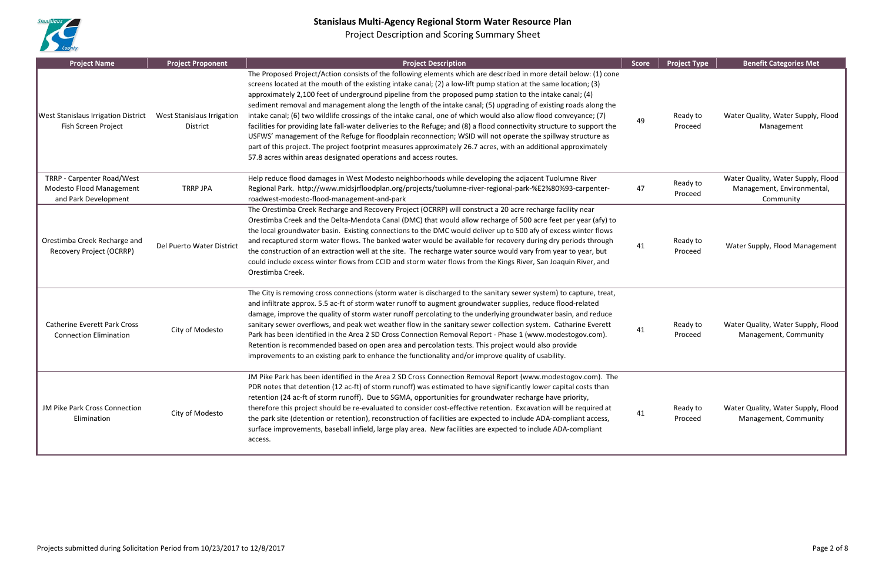# Stanislaus Multi-Agency Regional Storm Water Resource Plan

Project Description and Scoring Summary Sheet

| Project Name | Project Proponent | Project Description | Score | Project Type | Benefit Categories Met |
|---|---|---|---|---|---|
| West Stanislaus Irrigation District Fish Screen Project | West Stanislaus Irrigation District | The Proposed Project/Action consists of the following elements which are described in more detail below: (1) cone screens located at the mouth of the existing intake canal; (2) a low-lift pump station at the same location; (3) approximately 2,100 feet of underground pipeline from the proposed pump station to the intake canal; (4) sediment removal and management along the length of the intake canal; (5) upgrading of existing roads along the intake canal; (6) two wildlife crossings of the intake canal, one of which would also allow flood conveyance; (7) facilities for providing late fall-water deliveries to the Refuge; and (8) a flood connectivity structure to support the USFWS' management of the Refuge for floodplain reconnection; WSID will not operate the spillway structure as part of this project. The project footprint measures approximately 26.7 acres, with an additional approximately 57.8 acres within areas designated operations and access routes. | 49 | Ready to Proceed | Water Quality, Water Supply, Flood Management |
| TRRP - Carpenter Road/West Modesto Flood Management and Park Development | TRRP JPA | Help reduce flood damages in West Modesto neighborhoods while developing the adjacent Tuolumne River Regional Park. http://www.midsjrfloodplan.org/projects/tuolumne-river-regional-park-%E2%80%93-carpenter-roadwest-modesto-flood-management-and-park | 47 | Ready to Proceed | Water Quality, Water Supply, Flood Management, Environmental, Community |
| Orestimba Creek Recharge and Recovery Project (OCRRP) | Del Puerto Water District | The Orestimba Creek Recharge and Recovery Project (OCRRP) will construct a 20 acre recharge facility near Orestimba Creek and the Delta-Mendota Canal (DMC) that would allow recharge of 500 acre feet per year (afy) to the local groundwater basin. Existing connections to the DMC would deliver up to 500 afy of excess winter flows and recaptured storm water flows. The banked water would be available for recovery during dry periods through the construction of an extraction well at the site. The recharge water source would vary from year to year, but could include excess winter flows from CCID and storm water flows from the Kings River, San Joaquin River, and Orestimba Creek. | 41 | Ready to Proceed | Water Supply, Flood Management |
| Catherine Everett Park Cross Connection Elimination | City of Modesto | The City is removing cross connections (storm water is discharged to the sanitary sewer system) to capture, treat, and infiltrate approx. 5.5 ac-ft of storm water runoff to augment groundwater supplies, reduce flood-related damage, improve the quality of storm water runoff percolating to the underlying groundwater basin, and reduce sanitary sewer overflows, and peak wet weather flow in the sanitary sewer collection system. Catharine Everett Park has been identified in the Area 2 SD Cross Connection Removal Report - Phase 1 (www.modestogov.com). Retention is recommended based on open area and percolation tests. This project would also provide improvements to an existing park to enhance the functionality and/or improve quality of usability. | 41 | Ready to Proceed | Water Quality, Water Supply, Flood Management, Community |
| JM Pike Park Cross Connection Elimination | City of Modesto | JM Pike Park has been identified in the Area 2 SD Cross Connection Removal Report (www.modestogov.com). The PDR notes that detention (12 ac-ft) of storm runoff) was estimated to have significantly lower capital costs than retention (24 ac-ft of storm runoff). Due to SGMA, opportunities for groundwater recharge have priority, therefore this project should be re-evaluated to consider cost-effective retention. Excavation will be required at the park site (detention or retention), reconstruction of facilities are expected to include ADA-compliant access, surface improvements, baseball infield, large play area. New facilities are expected to include ADA-compliant access. | 41 | Ready to Proceed | Water Quality, Water Supply, Flood Management, Community |

Projects submitted during Solicitation Period from 10/23/2017 to 12/8/2017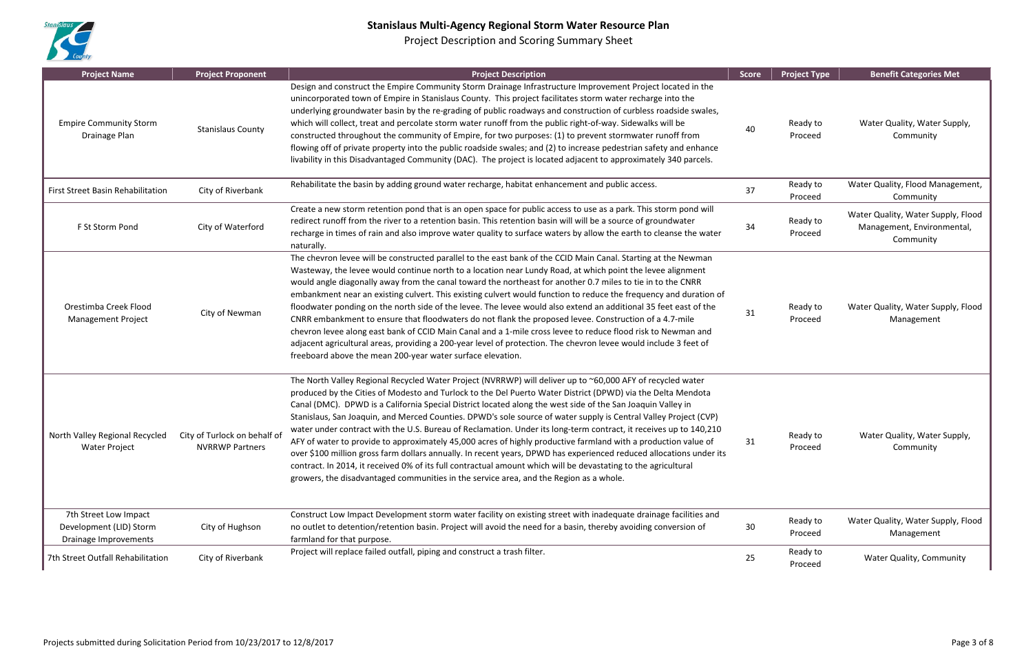# Stanislaus Multi-Agency Regional Storm Water Resource Plan

## Project Description and Scoring Summary Sheet

| Project Name | Project Proponent | Project Description | Score | Project Type | Benefit Categories Met |
|---|---|---|---|---|---|
| Empire Community Storm Drainage Plan | Stanislaus County | Design and construct the Empire Community Storm Drainage Infrastructure Improvement Project located in the unincorporated town of Empire in Stanislaus County. This project facilitates storm water recharge into the underlying groundwater basin by the re-grading of public roadways and construction of curbless roadside swales, which will collect, treat and percolate storm water runoff from the public right-of-way. Sidewalks will be constructed throughout the community of Empire, for two purposes: (1) to prevent stormwater runoff from flowing off of private property into the public roadside swales; and (2) to increase pedestrian safety and enhance livability in this Disadvantaged Community (DAC). The project is located adjacent to approximately 340 parcels. | 40 | Ready to Proceed | Water Quality, Water Supply, Community |
| First Street Basin Rehabilitation | City of Riverbank | Rehabilitate the basin by adding ground water recharge, habitat enhancement and public access. | 37 | Ready to Proceed | Water Quality, Flood Management, Community |
| F St Storm Pond | City of Waterford | Create a new storm retention pond that is an open space for public access to use as a park. This storm pond will redirect runoff from the river to a retention basin. This retention basin will will be a source of groundwater recharge in times of rain and also improve water quality to surface waters by allow the earth to cleanse the water naturally. | 34 | Ready to Proceed | Water Quality, Water Supply, Flood Management, Environmental, Community |
| Orestimba Creek Flood Management Project | City of Newman | The chevron levee will be constructed parallel to the east bank of the CCID Main Canal. Starting at the Newman Wasteway, the levee would continue north to a location near Lundy Road, at which point the levee alignment would angle diagonally away from the canal toward the northeast for another 0.7 miles to tie in to the CNRR embankment near an existing culvert. This existing culvert would function to reduce the frequency and duration of floodwater ponding on the north side of the levee. The levee would also extend an additional 35 feet east of the CNRR embankment to ensure that floodwaters do not flank the proposed levee. Construction of a 4.7-mile chevron levee along east bank of CCID Main Canal and a 1-mile cross levee to reduce flood risk to Newman and adjacent agricultural areas, providing a 200-year level of protection. The chevron levee would include 3 feet of freeboard above the mean 200-year water surface elevation. | 31 | Ready to Proceed | Water Quality, Water Supply, Flood Management |
| North Valley Regional Recycled Water Project | City of Turlock on behalf of NVRRWP Partners | The North Valley Regional Recycled Water Project (NVRRWP) will deliver up to ~60,000 AFY of recycled water produced by the Cities of Modesto and Turlock to the Del Puerto Water District (DPWD) via the Delta Mendota Canal (DMC). DPWD is a California Special District located along the west side of the San Joaquin Valley in Stanislaus, San Joaquin, and Merced Counties. DPWD's sole source of water supply is Central Valley Project (CVP) water under contract with the U.S. Bureau of Reclamation. Under its long-term contract, it receives up to 140,210 AFY of water to provide to approximately 45,000 acres of highly productive farmland with a production value of over $100 million gross farm dollars annually. In recent years, DPWD has experienced reduced allocations under its contract. In 2014, it received 0% of its full contractual amount which will be devastating to the agricultural growers, the disadvantaged communities in the service area, and the Region as a whole. | 31 | Ready to Proceed | Water Quality, Water Supply, Community |
| 7th Street Low Impact Development (LID) Storm Drainage Improvements | City of Hughson | Construct Low Impact Development storm water facility on existing street with inadequate drainage facilities and no outlet to detention/retention basin. Project will avoid the need for a basin, thereby avoiding conversion of farmland for that purpose. | 30 | Ready to Proceed | Water Quality, Water Supply, Flood Management |
| 7th Street Outfall Rehabilitation | City of Riverbank | Project will replace failed outfall, piping and construct a trash filter. | 25 | Ready to Proceed | Water Quality, Community |

Projects submitted during Solicitation Period from 10/23/2017 to 12/8/2017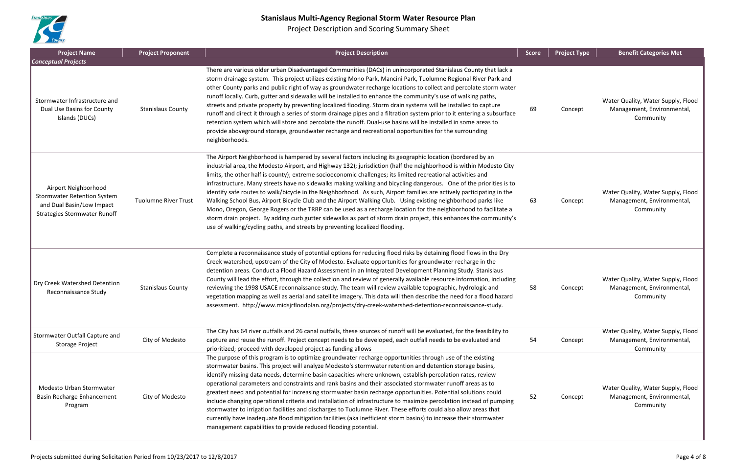# Stanislaus Multi-Agency Regional Storm Water Resource Plan

Project Description and Scoring Summary Sheet

| Project Name | Project Proponent | Project Description | Score | Project Type | Benefit Categories Met |
|---|---|---|---|---|---|
| ***Conceptual Projects*** | | | | | |
| Stormwater Infrastructure and Dual Use Basins for County Islands (DUCs) | Stanislaus County | There are various older urban Disadvantaged Communities (DACs) in unincorporated Stanislaus County that lack a storm drainage system. This project utilizes existing Mono Park, Mancini Park, Tuolumne Regional River Park and other County parks and public right of way as groundwater recharge locations to collect and percolate storm water runoff locally. Curb, gutter and sidewalks will be installed to enhance the community's use of walking paths, streets and private property by preventing localized flooding. Storm drain systems will be installed to capture runoff and direct it through a series of storm drainage pipes and a filtration system prior to it entering a subsurface retention system which will store and percolate the runoff. Dual-use basins will be installed in some areas to provide aboveground storage, groundwater recharge and recreational opportunities for the surrounding neighborhoods. | 69 | Concept | Water Quality, Water Supply, Flood Management, Environmental, Community |
| Airport Neighborhood Stormwater Retention System and Dual Basin/Low Impact Strategies Stormwater Runoff | Tuolumne River Trust | The Airport Neighborhood is hampered by several factors including its geographic location (bordered by an industrial area, the Modesto Airport, and Highway 132); jurisdiction (half the neighborhood is within Modesto City limits, the other half is county); extreme socioeconomic challenges; its limited recreational activities and infrastructure. Many streets have no sidewalks making walking and bicycling dangerous. One of the priorities is to identify safe routes to walk/bicycle in the Neighborhood. As such, Airport families are actively participating in the Walking School Bus, Airport Bicycle Club and the Airport Walking Club. Using existing neighborhood parks like Mono, Oregon, George Rogers or the TRRP can be used as a recharge location for the neighborhood to facilitate a storm drain project. By adding curb gutter sidewalks as part of storm drain project, this enhances the community's use of walking/cycling paths, and streets by preventing localized flooding. | 63 | Concept | Water Quality, Water Supply, Flood Management, Environmental, Community |
| Dry Creek Watershed Detention Reconnaissance Study | Stanislaus County | Complete a reconnaissance study of potential options for reducing flood risks by detaining flood flows in the Dry Creek watershed, upstream of the City of Modesto. Evaluate opportunities for groundwater recharge in the detention areas. Conduct a Flood Hazard Assessment in an Integrated Development Planning Study. Stanislaus County will lead the effort, through the collection and review of generally available resource information, including reviewing the 1998 USACE reconnaissance study. The team will review available topographic, hydrologic and vegetation mapping as well as aerial and satellite imagery. This data will then describe the need for a flood hazard assessment. http://www.midsjrfloodplan.org/projects/dry-creek-watershed-detention-reconnaissance-study. | 58 | Concept | Water Quality, Water Supply, Flood Management, Environmental, Community |
| Stormwater Outfall Capture and Storage Project | City of Modesto | The City has 64 river outfalls and 26 canal outfalls, these sources of runoff will be evaluated, for the feasibility to capture and reuse the runoff. Project concept needs to be developed, each outfall needs to be evaluated and prioritized; proceed with developed project as funding allows | 54 | Concept | Water Quality, Water Supply, Flood Management, Environmental, Community |
| Modesto Urban Stormwater Basin Recharge Enhancement Program | City of Modesto | The purpose of this program is to optimize groundwater recharge opportunities through use of the existing stormwater basins. This project will analyze Modesto's stormwater retention and detention storage basins, identify missing data needs, determine basin capacities where unknown, establish percolation rates, review operational parameters and constraints and rank basins and their associated stormwater runoff areas as to greatest need and potential for increasing stormwater basin recharge opportunities. Potential solutions could include changing operational criteria and installation of infrastructure to maximize percolation instead of pumping stormwater to irrigation facilities and discharges to Tuolumne River. These efforts could also allow areas that currently have inadequate flood mitigation facilities (aka inefficient storm basins) to increase their stormwater management capabilities to provide reduced flooding potential. | 52 | Concept | Water Quality, Water Supply, Flood Management, Environmental, Community |

Projects submitted during Solicitation Period from 10/23/2017 to 12/8/2017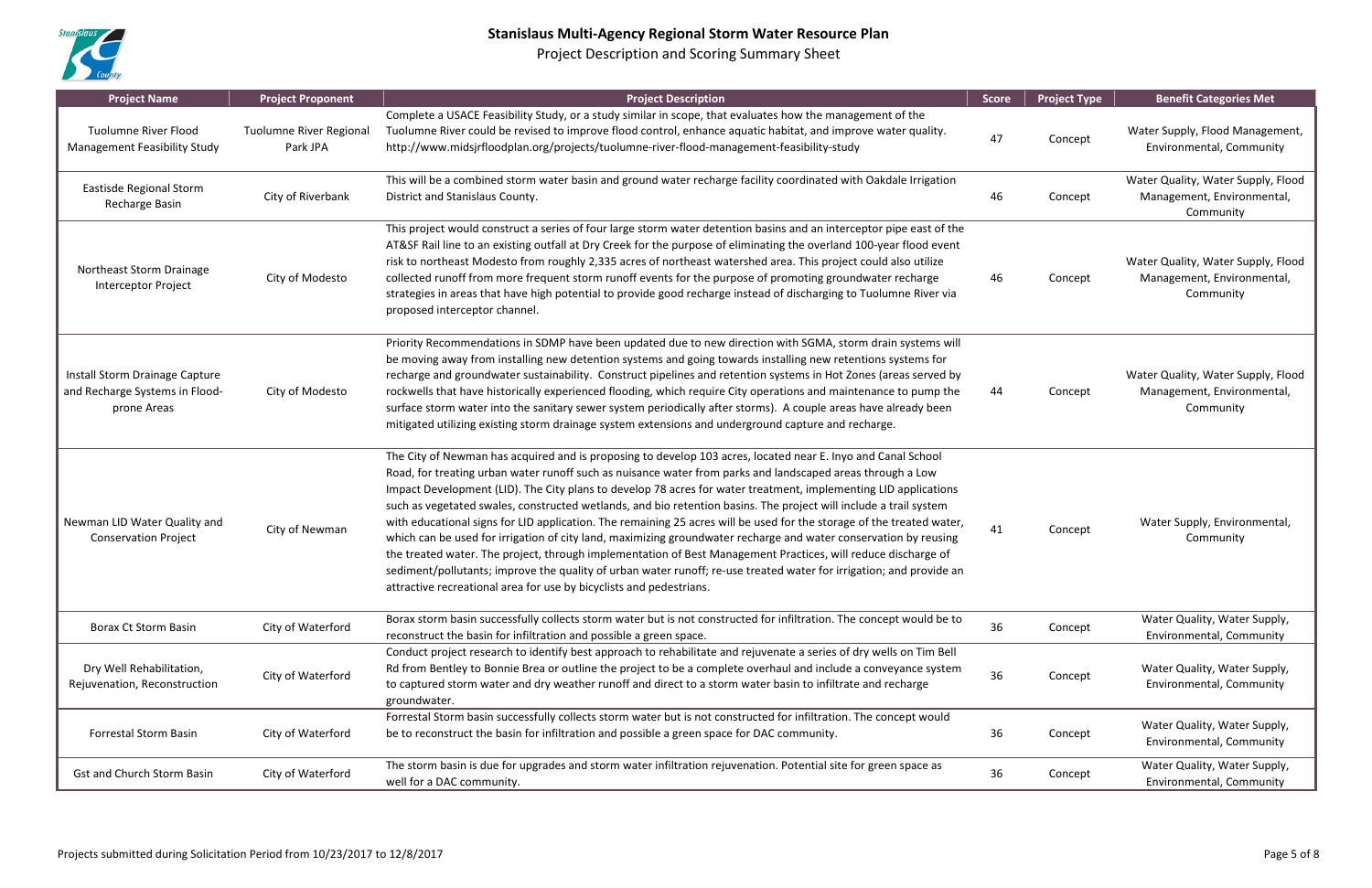# Stanislaus Multi-Agency Regional Storm Water Resource Plan

Project Description and Scoring Summary Sheet

| Project Name | Project Proponent | Project Description | Score | Project Type | Benefit Categories Met |
|---|---|---|---|---|---|
| Tuolumne River Flood Management Feasibility Study | Tuolumne River Regional Park JPA | Complete a USACE Feasibility Study, or a study similar in scope, that evaluates how the management of the Tuolumne River could be revised to improve flood control, enhance aquatic habitat, and improve water quality. http://www.midsjrfloodplan.org/projects/tuolumne-river-flood-management-feasibility-study | 47 | Concept | Water Supply, Flood Management, Environmental, Community |
| Eastisde Regional Storm Recharge Basin | City of Riverbank | This will be a combined storm water basin and ground water recharge facility coordinated with Oakdale Irrigation District and Stanislaus County. | 46 | Concept | Water Quality, Water Supply, Flood Management, Environmental, Community |
| Northeast Storm Drainage Interceptor Project | City of Modesto | This project would construct a series of four large storm water detention basins and an interceptor pipe east of the AT&SF Rail line to an existing outfall at Dry Creek for the purpose of eliminating the overland 100-year flood event risk to northeast Modesto from roughly 2,335 acres of northeast watershed area. This project could also utilize collected runoff from more frequent storm runoff events for the purpose of promoting groundwater recharge strategies in areas that have high potential to provide good recharge instead of discharging to Tuolumne River via proposed interceptor channel. | 46 | Concept | Water Quality, Water Supply, Flood Management, Environmental, Community |
| Install Storm Drainage Capture and Recharge Systems in Flood-prone Areas | City of Modesto | Priority Recommendations in SDMP have been updated due to new direction with SGMA, storm drain systems will be moving away from installing new detention systems and going towards installing new retentions systems for recharge and groundwater sustainability. Construct pipelines and retention systems in Hot Zones (areas served by rockwells that have historically experienced flooding, which require City operations and maintenance to pump the surface storm water into the sanitary sewer system periodically after storms). A couple areas have already been mitigated utilizing existing storm drainage system extensions and underground capture and recharge. | 44 | Concept | Water Quality, Water Supply, Flood Management, Environmental, Community |
| Newman LID Water Quality and Conservation Project | City of Newman | The City of Newman has acquired and is proposing to develop 103 acres, located near E. Inyo and Canal School Road, for treating urban water runoff such as nuisance water from parks and landscaped areas through a Low Impact Development (LID). The City plans to develop 78 acres for water treatment, implementing LID applications such as vegetated swales, constructed wetlands, and bio retention basins. The project will include a trail system with educational signs for LID application. The remaining 25 acres will be used for the storage of the treated water, which can be used for irrigation of city land, maximizing groundwater recharge and water conservation by reusing the treated water. The project, through implementation of Best Management Practices, will reduce discharge of sediment/pollutants; improve the quality of urban water runoff; re-use treated water for irrigation; and provide an attractive recreational area for use by bicyclists and pedestrians. | 41 | Concept | Water Supply, Environmental, Community |
| Borax Ct Storm Basin | City of Waterford | Borax storm basin successfully collects storm water but is not constructed for infiltration. The concept would be to reconstruct the basin for infiltration and possible a green space. | 36 | Concept | Water Quality, Water Supply, Environmental, Community |
| Dry Well Rehabilitation, Rejuvenation, Reconstruction | City of Waterford | Conduct project research to identify best approach to rehabilitate and rejuvenate a series of dry wells on Tim Bell Rd from Bentley to Bonnie Brea or outline the project to be a complete overhaul and include a conveyance system to captured storm water and dry weather runoff and direct to a storm water basin to infiltrate and recharge groundwater. | 36 | Concept | Water Quality, Water Supply, Environmental, Community |
| Forrestal Storm Basin | City of Waterford | Forrestal Storm basin successfully collects storm water but is not constructed for infiltration. The concept would be to reconstruct the basin for infiltration and possible a green space for DAC community. | 36 | Concept | Water Quality, Water Supply, Environmental, Community |
| Gst and Church Storm Basin | City of Waterford | The storm basin is due for upgrades and storm water infiltration rejuvenation. Potential site for green space as well for a DAC community. | 36 | Concept | Water Quality, Water Supply, Environmental, Community |

Projects submitted during Solicitation Period from 10/23/2017 to 12/8/2017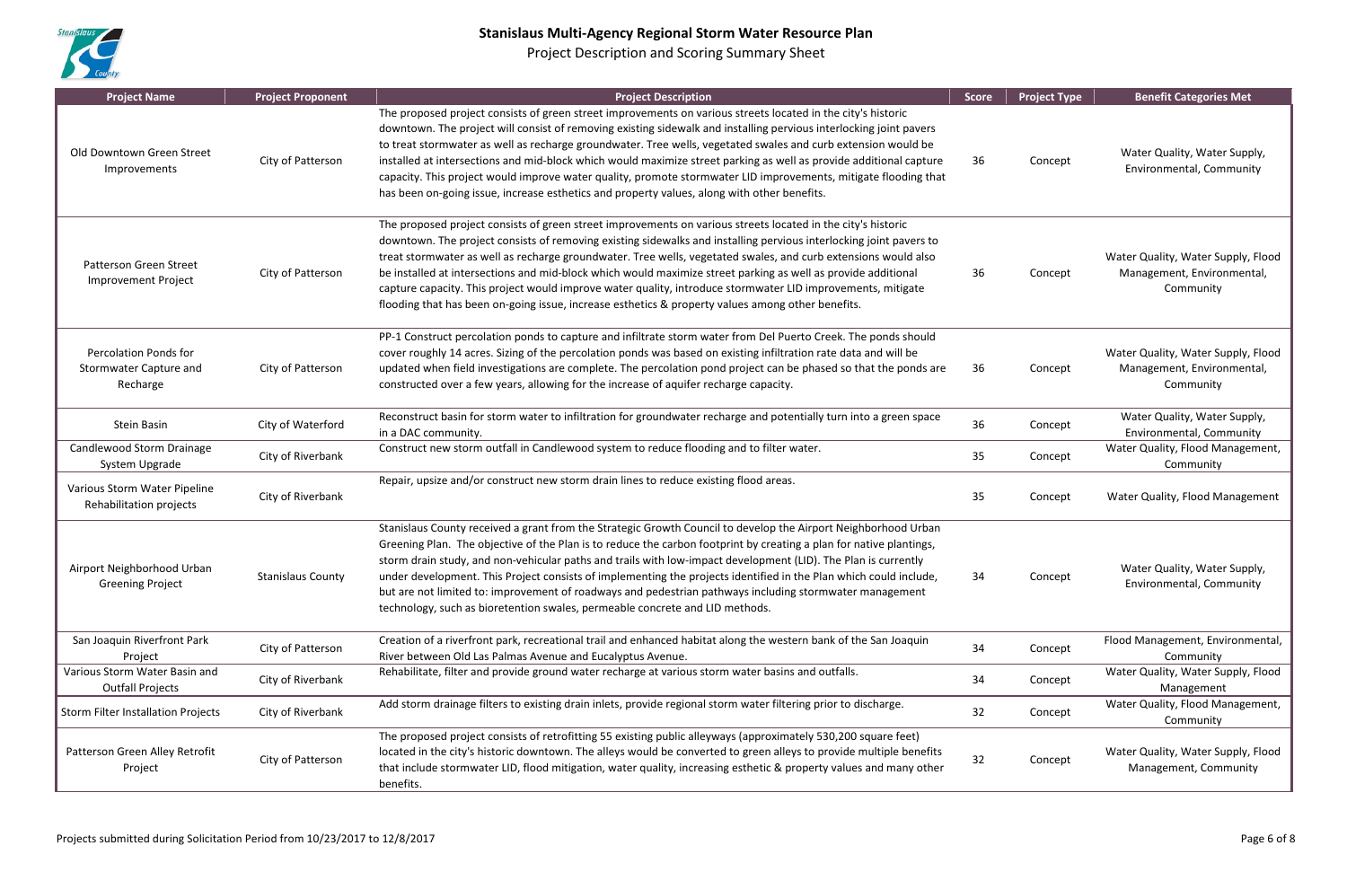# Stanislaus Multi-Agency Regional Storm Water Resource Plan

## Project Description and Scoring Summary Sheet

| Project Name | Project Proponent | Project Description | Score | Project Type | Benefit Categories Met |
| --- | --- | --- | --- | --- | --- |
| Old Downtown Green Street Improvements | City of Patterson | The proposed project consists of green street improvements on various streets located in the city's historic downtown. The project will consist of removing existing sidewalk and installing pervious interlocking joint pavers to treat stormwater as well as recharge groundwater. Tree wells, vegetated swales and curb extension would be installed at intersections and mid-block which would maximize street parking as well as provide additional capture capacity. This project would improve water quality, promote stormwater LID improvements, mitigate flooding that has been on-going issue, increase esthetics and property values, along with other benefits. | 36 | Concept | Water Quality, Water Supply, Environmental, Community |
| Patterson Green Street Improvement Project | City of Patterson | The proposed project consists of green street improvements on various streets located in the city's historic downtown. The project consists of removing existing sidewalks and installing pervious interlocking joint pavers to treat stormwater as well as recharge groundwater. Tree wells, vegetated swales, and curb extensions would also be installed at intersections and mid-block which would maximize street parking as well as provide additional capture capacity. This project would improve water quality, introduce stormwater LID improvements, mitigate flooding that has been on-going issue, increase esthetics & property values among other benefits. | 36 | Concept | Water Quality, Water Supply, Flood Management, Environmental, Community |
| Percolation Ponds for Stormwater Capture and Recharge | City of Patterson | PP-1 Construct percolation ponds to capture and infiltrate storm water from Del Puerto Creek. The ponds should cover roughly 14 acres. Sizing of the percolation ponds was based on existing infiltration rate data and will be updated when field investigations are complete. The percolation pond project can be phased so that the ponds are constructed over a few years, allowing for the increase of aquifer recharge capacity. | 36 | Concept | Water Quality, Water Supply, Flood Management, Environmental, Community |
| Stein Basin | City of Waterford | Reconstruct basin for storm water to infiltration for groundwater recharge and potentially turn into a green space in a DAC community. | 36 | Concept | Water Quality, Water Supply, Environmental, Community |
| Candlewood Storm Drainage System Upgrade | City of Riverbank | Construct new storm outfall in Candlewood system to reduce flooding and to filter water. | 35 | Concept | Water Quality, Flood Management, Community |
| Various Storm Water Pipeline Rehabilitation projects | City of Riverbank | Repair, upsize and/or construct new storm drain lines to reduce existing flood areas. | 35 | Concept | Water Quality, Flood Management |
| Airport Neighborhood Urban Greening Project | Stanislaus County | Stanislaus County received a grant from the Strategic Growth Council to develop the Airport Neighborhood Urban Greening Plan. The objective of the Plan is to reduce the carbon footprint by creating a plan for native plantings, storm drain study, and non-vehicular paths and trails with low-impact development (LID). The Plan is currently under development. This Project consists of implementing the projects identified in the Plan which could include, but are not limited to: improvement of roadways and pedestrian pathways including stormwater management technology, such as bioretention swales, permeable concrete and LID methods. | 34 | Concept | Water Quality, Water Supply, Environmental, Community |
| San Joaquin Riverfront Park Project | City of Patterson | Creation of a riverfront park, recreational trail and enhanced habitat along the western bank of the San Joaquin River between Old Las Palmas Avenue and Eucalyptus Avenue. | 34 | Concept | Flood Management, Environmental, Community |
| Various Storm Water Basin and Outfall Projects | City of Riverbank | Rehabilitate, filter and provide ground water recharge at various storm water basins and outfalls. | 34 | Concept | Water Quality, Water Supply, Flood Management |
| Storm Filter Installation Projects | City of Riverbank | Add storm drainage filters to existing drain inlets, provide regional storm water filtering prior to discharge. | 32 | Concept | Water Quality, Flood Management, Community |
| Patterson Green Alley Retrofit Project | City of Patterson | The proposed project consists of retrofitting 55 existing public alleyways (approximately 530,200 square feet) located in the city's historic downtown. The alleys would be converted to green alleys to provide multiple benefits that include stormwater LID, flood mitigation, water quality, increasing esthetic & property values and many other benefits. | 32 | Concept | Water Quality, Water Supply, Flood Management, Community |

Projects submitted during Solicitation Period from 10/23/2017 to 12/8/2017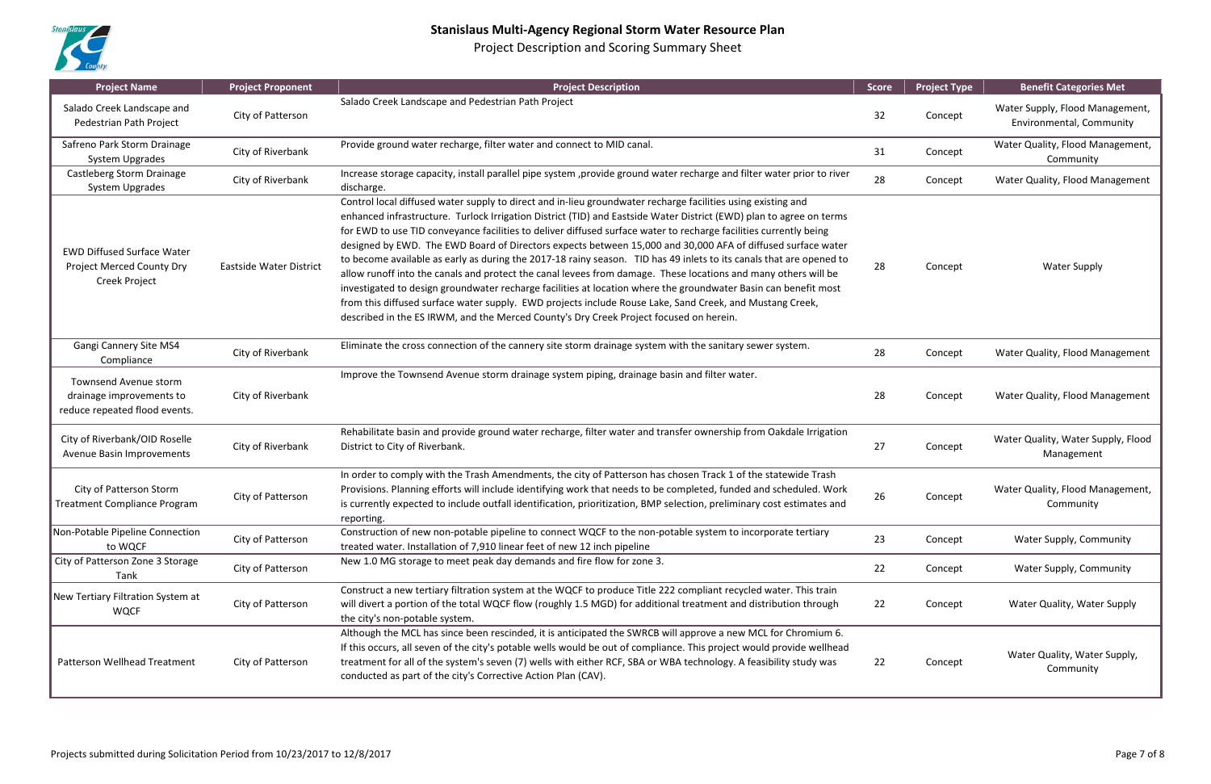# Stanislaus Multi-Agency Regional Storm Water Resource Plan

Project Description and Scoring Summary Sheet

| Project Name | Project Proponent | Project Description | Score | Project Type | Benefit Categories Met |
|---|---|---|---|---|---|
| Salado Creek Landscape and Pedestrian Path Project | City of Patterson | Salado Creek Landscape and Pedestrian Path Project | 32 | Concept | Water Supply, Flood Management, Environmental, Community |
| Safreno Park Storm Drainage System Upgrades | City of Riverbank | Provide ground water recharge, filter water and connect to MID canal. | 31 | Concept | Water Quality, Flood Management, Community |
| Castleberg Storm Drainage System Upgrades | City of Riverbank | Increase storage capacity, install parallel pipe system ,provide ground water recharge and filter water prior to river discharge. | 28 | Concept | Water Quality, Flood Management |
| EWD Diffused Surface Water Project Merced County Dry Creek Project | Eastside Water District | Control local diffused water supply to direct and in-lieu groundwater recharge facilities using existing and enhanced infrastructure. Turlock Irrigation District (TID) and Eastside Water District (EWD) plan to agree on terms for EWD to use TID conveyance facilities to deliver diffused surface water to recharge facilities currently being designed by EWD. The EWD Board of Directors expects between 15,000 and 30,000 AFA of diffused surface water to become available as early as during the 2017-18 rainy season. TID has 49 inlets to its canals that are opened to allow runoff into the canals and protect the canal levees from damage. These locations and many others will be investigated to design groundwater recharge facilities at location where the groundwater Basin can benefit most from this diffused surface water supply. EWD projects include Rouse Lake, Sand Creek, and Mustang Creek, described in the ES IRWM, and the Merced County's Dry Creek Project focused on herein. | 28 | Concept | Water Supply |
| Gangi Cannery Site MS4 Compliance | City of Riverbank | Eliminate the cross connection of the cannery site storm drainage system with the sanitary sewer system. | 28 | Concept | Water Quality, Flood Management |
| Townsend Avenue storm drainage improvements to reduce repeated flood events. | City of Riverbank | Improve the Townsend Avenue storm drainage system piping, drainage basin and filter water. | 28 | Concept | Water Quality, Flood Management |
| City of Riverbank/OID Roselle Avenue Basin Improvements | City of Riverbank | Rehabilitate basin and provide ground water recharge, filter water and transfer ownership from Oakdale Irrigation District to City of Riverbank. | 27 | Concept | Water Quality, Water Supply, Flood Management |
| City of Patterson Storm Treatment Compliance Program | City of Patterson | In order to comply with the Trash Amendments, the city of Patterson has chosen Track 1 of the statewide Trash Provisions. Planning efforts will include identifying work that needs to be completed, funded and scheduled. Work is currently expected to include outfall identification, prioritization, BMP selection, preliminary cost estimates and reporting. | 26 | Concept | Water Quality, Flood Management, Community |
| Non-Potable Pipeline Connection to WQCF | City of Patterson | Construction of new non-potable pipeline to connect WQCF to the non-potable system to incorporate tertiary treated water. Installation of 7,910 linear feet of new 12 inch pipeline | 23 | Concept | Water Supply, Community |
| City of Patterson Zone 3 Storage Tank | City of Patterson | New 1.0 MG storage to meet peak day demands and fire flow for zone 3. | 22 | Concept | Water Supply, Community |
| New Tertiary Filtration System at WQCF | City of Patterson | Construct a new tertiary filtration system at the WQCF to produce Title 222 compliant recycled water. This train will divert a portion of the total WQCF flow (roughly 1.5 MGD) for additional treatment and distribution through the city's non-potable system. | 22 | Concept | Water Quality, Water Supply |
| Patterson Wellhead Treatment | City of Patterson | Although the MCL has since been rescinded, it is anticipated the SWRCB will approve a new MCL for Chromium 6. If this occurs, all seven of the city's potable wells would be out of compliance. This project would provide wellhead treatment for all of the system's seven (7) wells with either RCF, SBA or WBA technology. A feasibility study was conducted as part of the city's Corrective Action Plan (CAV). | 22 | Concept | Water Quality, Water Supply, Community |

Projects submitted during Solicitation Period from 10/23/2017 to 12/8/2017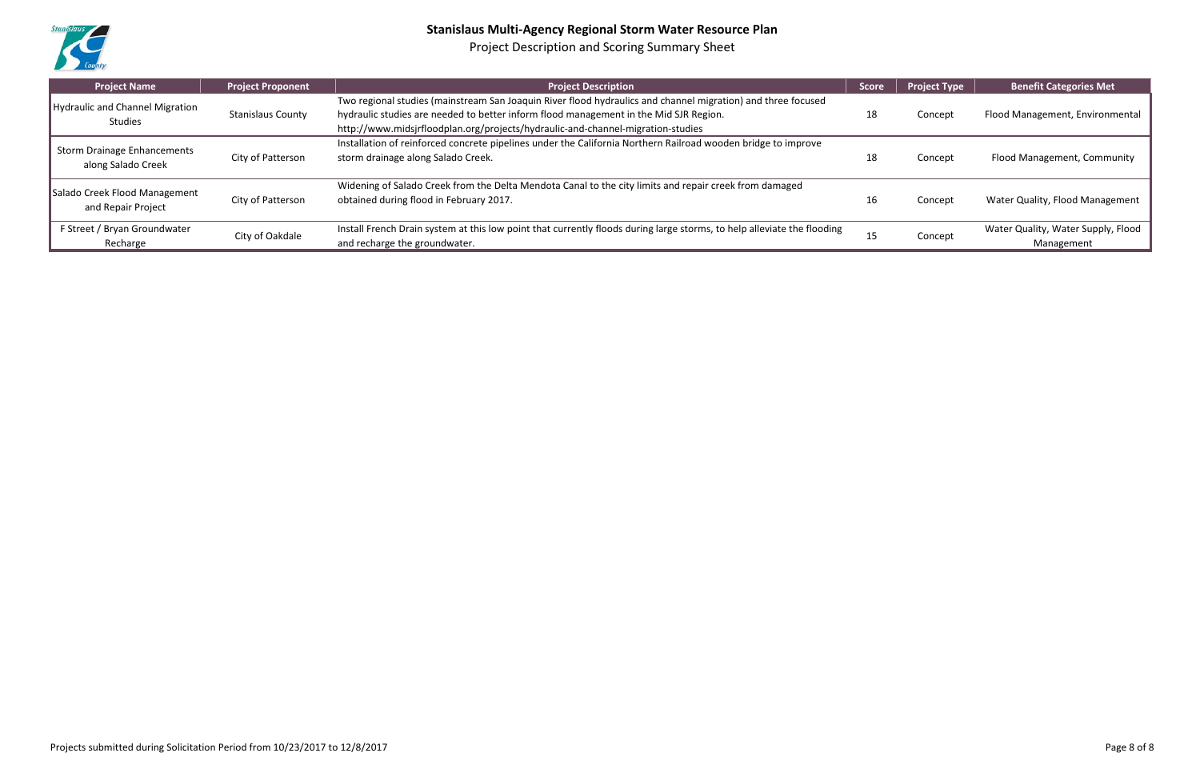# Stanislaus Multi-Agency Regional Storm Water Resource Plan

Project Description and Scoring Summary Sheet

| Project Name | Project Proponent | Project Description | Score | Project Type | Benefit Categories Met |
|---|---|---|---|---|---|
| Hydraulic and Channel Migration Studies | Stanislaus County | Two regional studies (mainstream San Joaquin River flood hydraulics and channel migration) and three focused hydraulic studies are needed to better inform flood management in the Mid SJR Region. http://www.midsjrfloodplan.org/projects/hydraulic-and-channel-migration-studies | 18 | Concept | Flood Management, Environmental |
| Storm Drainage Enhancements along Salado Creek | City of Patterson | Installation of reinforced concrete pipelines under the California Northern Railroad wooden bridge to improve storm drainage along Salado Creek. | 18 | Concept | Flood Management, Community |
| Salado Creek Flood Management and Repair Project | City of Patterson | Widening of Salado Creek from the Delta Mendota Canal to the city limits and repair creek from damaged obtained during flood in February 2017. | 16 | Concept | Water Quality, Flood Management |
| F Street / Bryan Groundwater Recharge | City of Oakdale | Install French Drain system at this low point that currently floods during large storms, to help alleviate the flooding and recharge the groundwater. | 15 | Concept | Water Quality, Water Supply, Flood Management |

Projects submitted during Solicitation Period from 10/23/2017 to 12/8/2017